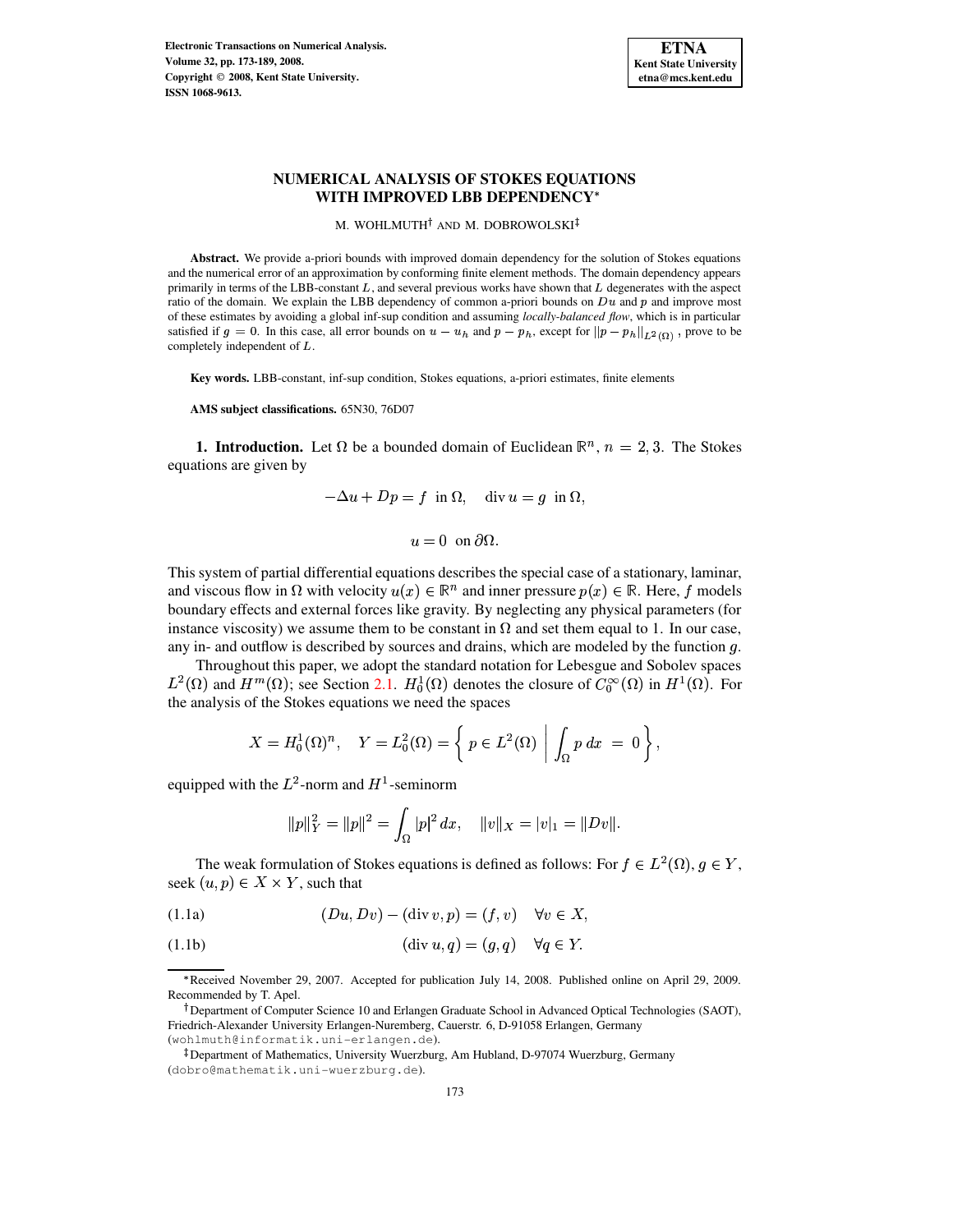# NUMERICAL ANALYSIS OF STOKES EQUATIONS WITH IMPROVED LBB DEPENDENCY*

M. WOHLMUTH[†] AND M. DOBROWOLSKI[‡]

**Abstract.** We provide a-priori bounds with improved domain dependency for the solution of Stokes equations and the numerical error of an approximation by conforming finite element methods. The domain dependency appears primarily in terms of the LBB-constant $L$, and several previous works have shown that $L$ degenerates with the aspect ratio of the domain. We explain the LBB dependency of common a-priori bounds on $Du$ and $p$ and improve most of these estimates by avoiding a global inf-sup condition and assuming *locally-balanced flow*, which is in particular satisfied if $g = 0$. In this case, all error bounds on $u - u_h$ and $p - p_h$, except for $\|p - p_h\|_{L^2(\Omega)}$, prove to be completely independent of $L$.

**Key words.** LBB-constant, inf-sup condition, Stokes equations, a-priori estimates, finite elements

**AMS subject classifications.** 65N30, 76D07

**1. Introduction.** Let $\Omega$ be a bounded domain of Euclidean $\mathbb{R}^n$, $n = 2, 3$. The Stokes equations are given by

$$-\Delta u + Dp = f \;\text{ in } \Omega, \quad \operatorname{div} u = g \;\text{ in } \Omega,$$

$$u = 0 \;\text{ on } \partial\Omega.$$

This system of partial differential equations describes the special case of a stationary, laminar, and viscous flow in $\Omega$ with velocity $u(x) \in \mathbb{R}^n$ and inner pressure $p(x) \in \mathbb{R}$. Here, $f$ models boundary effects and external forces like gravity. By neglecting any physical parameters (for instance viscosity) we assume them to be constant in $\Omega$ and set them equal to 1. In our case, any in- and outflow is described by sources and drains, which are modeled by the function $g$.

Throughout this paper, we adopt the standard notation for Lebesgue and Sobolev spaces $L^2(\Omega)$ and $H^m(\Omega)$; see Section 2.1. $H^1_0(\Omega)$ denotes the closure of $C^\infty_0(\Omega)$ in $H^1(\Omega)$. For the analysis of the Stokes equations we need the spaces

$$X = H^1_0(\Omega)^n, \quad Y = L^2_0(\Omega) = \left\{ p \in L^2(\Omega) \;\middle|\; \int_\Omega p \, dx \;=\; 0 \right\},$$

equipped with the $L^2$-norm and $H^1$-seminorm

$$\|p\|_Y^2 = \|p\|^2 = \int_\Omega |p|^2 \, dx, \quad \|v\|_X = |v|_1 = \|Dv\|.$$

The weak formulation of Stokes equations is defined as follows: For $f \in L^2(\Omega)$, $g \in Y$, seek $(u, p) \in X \times Y$, such that

$$(Du, Dv) - (\operatorname{div} v, p) = (f, v) \quad \forall v \in X, \tag{1.1a}$$

$$(\operatorname{div} u, q) = (g, q) \quad \forall q \in Y. \tag{1.1b}$$

---

*Received November 29, 2007. Accepted for publication July 14, 2008. Published online on April 29, 2009. Recommended by T. Apel.

[†]Department of Computer Science 10 and Erlangen Graduate School in Advanced Optical Technologies (SAOT), Friedrich-Alexander University Erlangen-Nuremberg, Cauerstr. 6, D-91058 Erlangen, Germany (wohlmuth@informatik.uni-erlangen.de).

[‡]Department of Mathematics, University Wuerzburg, Am Hubland, D-97074 Wuerzburg, Germany (dobro@mathematik.uni-wuerzburg.de).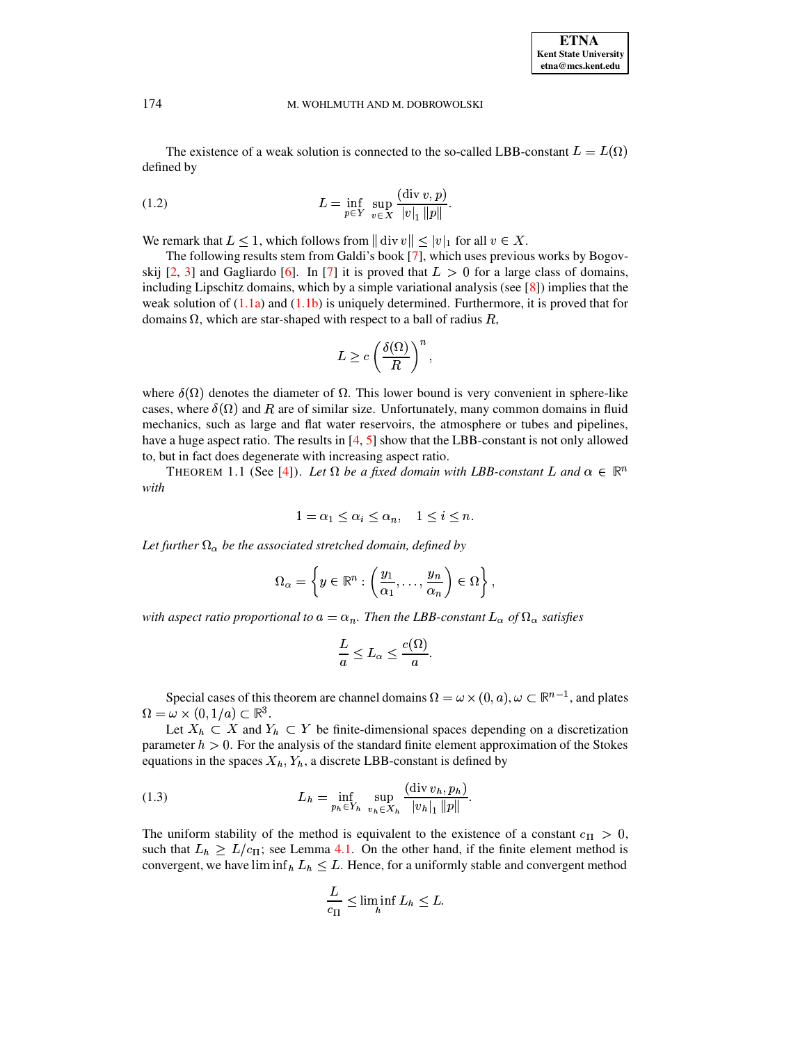The existence of a weak solution is connected to the so-called LBB-constant $L = L(\Omega)$ defined by

$$L = \inf_{p \in Y} \sup_{v \in X} \frac{(\operatorname{div} v, p)}{|v|_1 \, \|p\|}. \tag{1.2}$$

We remark that $L \leq 1$, which follows from $\|\operatorname{div} v\| \leq |v|_1$ for all $v \in X$.

The following results stem from Galdi's book [7], which uses previous works by Bogovskij [2, 3] and Gagliardo [6]. In [7] it is proved that $L > 0$ for a large class of domains, including Lipschitz domains, which by a simple variational analysis (see [8]) implies that the weak solution of (1.1a) and (1.1b) is uniquely determined. Furthermore, it is proved that for domains $\Omega$, which are star-shaped with respect to a ball of radius $R$,

$$L \geq c \left( \frac{\delta(\Omega)}{R} \right)^n,$$

where $\delta(\Omega)$ denotes the diameter of $\Omega$. This lower bound is very convenient in sphere-like cases, where $\delta(\Omega)$ and $R$ are of similar size. Unfortunately, many common domains in fluid mechanics, such as large and flat water reservoirs, the atmosphere or tubes and pipelines, have a huge aspect ratio. The results in [4, 5] show that the LBB-constant is not only allowed to, but in fact does degenerate with increasing aspect ratio.

THEOREM 1.1 (See [4]). *Let $\Omega$ be a fixed domain with LBB-constant $L$ and $\alpha \in \mathbb{R}^n$ with*

$$1 = \alpha_1 \leq \alpha_i \leq \alpha_n, \quad 1 \leq i \leq n.$$

*Let further $\Omega_\alpha$ be the associated stretched domain, defined by*

$$\Omega_\alpha = \left\{ y \in \mathbb{R}^n : \left( \frac{y_1}{\alpha_1}, \ldots, \frac{y_n}{\alpha_n} \right) \in \Omega \right\},$$

*with aspect ratio proportional to $a = \alpha_n$. Then the LBB-constant $L_\alpha$ of $\Omega_\alpha$ satisfies*

$$\frac{L}{a} \leq L_\alpha \leq \frac{c(\Omega)}{a}.$$

Special cases of this theorem are channel domains $\Omega = \omega \times (0, a)$, $\omega \subset \mathbb{R}^{n-1}$, and plates $\Omega = \omega \times (0, 1/a) \subset \mathbb{R}^3$.

Let $X_h \subset X$ and $Y_h \subset Y$ be finite-dimensional spaces depending on a discretization parameter $h > 0$. For the analysis of the standard finite element approximation of the Stokes equations in the spaces $X_h, Y_h$, a discrete LBB-constant is defined by

$$L_h = \inf_{p_h \in Y_h} \sup_{v_h \in X_h} \frac{(\operatorname{div} v_h, p_h)}{|v_h|_1 \, \|p\|}. \tag{1.3}$$

The uniform stability of the method is equivalent to the existence of a constant $c_\Pi > 0$, such that $L_h \geq L/c_\Pi$; see Lemma 4.1. On the other hand, if the finite element method is convergent, we have $\liminf_h L_h \leq L$. Hence, for a uniformly stable and convergent method

$$\frac{L}{c_\Pi} \leq \liminf_h L_h \leq L.$$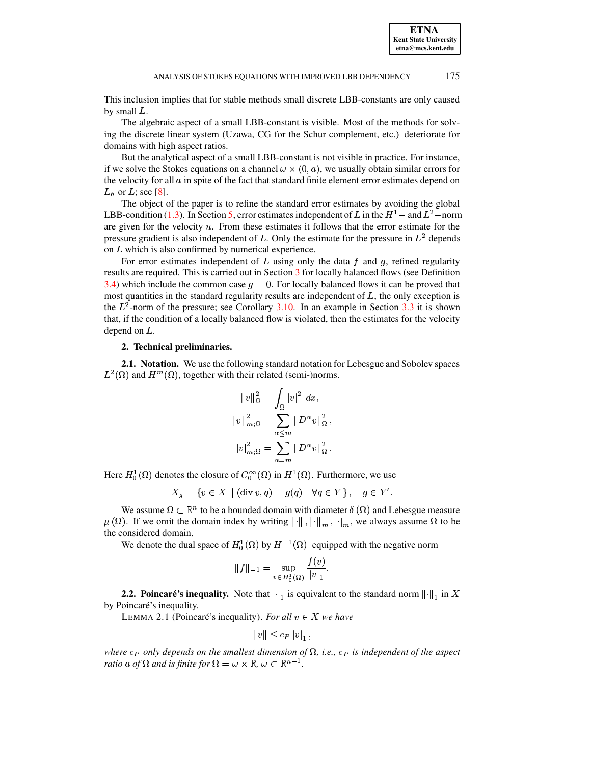This inclusion implies that for stable methods small discrete LBB-constants are only caused by small $L$.

The algebraic aspect of a small LBB-constant is visible. Most of the methods for solving the discrete linear system (Uzawa, CG for the Schur complement, etc.) deteriorate for domains with high aspect ratios.

But the analytical aspect of a small LBB-constant is not visible in practice. For instance, if we solve the Stokes equations on a channel $\omega \times (0, a)$, we usually obtain similar errors for the velocity for all $a$ in spite of the fact that standard finite element error estimates depend on $L_h$ or $L$; see [8].

The object of the paper is to refine the standard error estimates by avoiding the global LBB-condition (1.3). In Section 5, error estimates independent of $L$ in the $H^1-$ and $L^2-$norm are given for the velocity $u$. From these estimates it follows that the error estimate for the pressure gradient is also independent of $L$. Only the estimate for the pressure in $L^2$ depends on $L$ which is also confirmed by numerical experience.

For error estimates independent of $L$ using only the data $f$ and $g$, refined regularity results are required. This is carried out in Section 3 for locally balanced flows (see Definition 3.4) which include the common case $g = 0$. For locally balanced flows it can be proved that most quantities in the standard regularity results are independent of $L$, the only exception is the $L^2$-norm of the pressure; see Corollary 3.10. In an example in Section 3.3 it is shown that, if the condition of a locally balanced flow is violated, then the estimates for the velocity depend on $L$.

## 2. Technical preliminaries.

### 2.1. Notation.

We use the following standard notation for Lebesgue and Sobolev spaces $L^2(\Omega)$ and $H^m(\Omega)$, together with their related (semi-)norms.

$$\|v\|_\Omega^2 = \int_\Omega |v|^2 \, dx,$$

$$\|v\|_{m;\Omega}^2 = \sum_{\alpha \le m} \|D^\alpha v\|_\Omega^2 \,,$$

$$|v|_{m;\Omega}^2 = \sum_{\alpha = m} \|D^\alpha v\|_\Omega^2 \,.$$

Here $H_0^1(\Omega)$ denotes the closure of $C_0^\infty(\Omega)$ in $H^1(\Omega)$. Furthermore, we use

$$X_g = \{ v \in X \mid (\operatorname{div} v, q) = g(q) \quad \forall q \in Y \}, \quad g \in Y'.$$

We assume $\Omega \subset \mathbb{R}^n$ to be a bounded domain with diameter $\delta(\Omega)$ and Lebesgue measure $\mu(\Omega)$. If we omit the domain index by writing $\|\cdot\|, \|\cdot\|_m, |\cdot|_m$, we always assume $\Omega$ to be the considered domain.

We denote the dual space of $H_0^1(\Omega)$ by $H^{-1}(\Omega)$ equipped with the negative norm

$$\|f\|_{-1} = \sup_{v \in H_0^1(\Omega)} \frac{f(v)}{|v|_1}.$$

### 2.2. Poincaré's inequality.

Note that $|\cdot|_1$ is equivalent to the standard norm $\|\cdot\|_1$ in $X$ by Poincaré's inequality.

LEMMA 2.1 (Poincaré's inequality). *For all $v \in X$ we have*

$$\|v\| \le c_P \, |v|_1 \,,$$

*where $c_P$ only depends on the smallest dimension of $\Omega$, i.e., $c_P$ is independent of the aspect ratio $a$ of $\Omega$ and is finite for $\Omega = \omega \times \mathbb{R}$, $\omega \subset \mathbb{R}^{n-1}$.*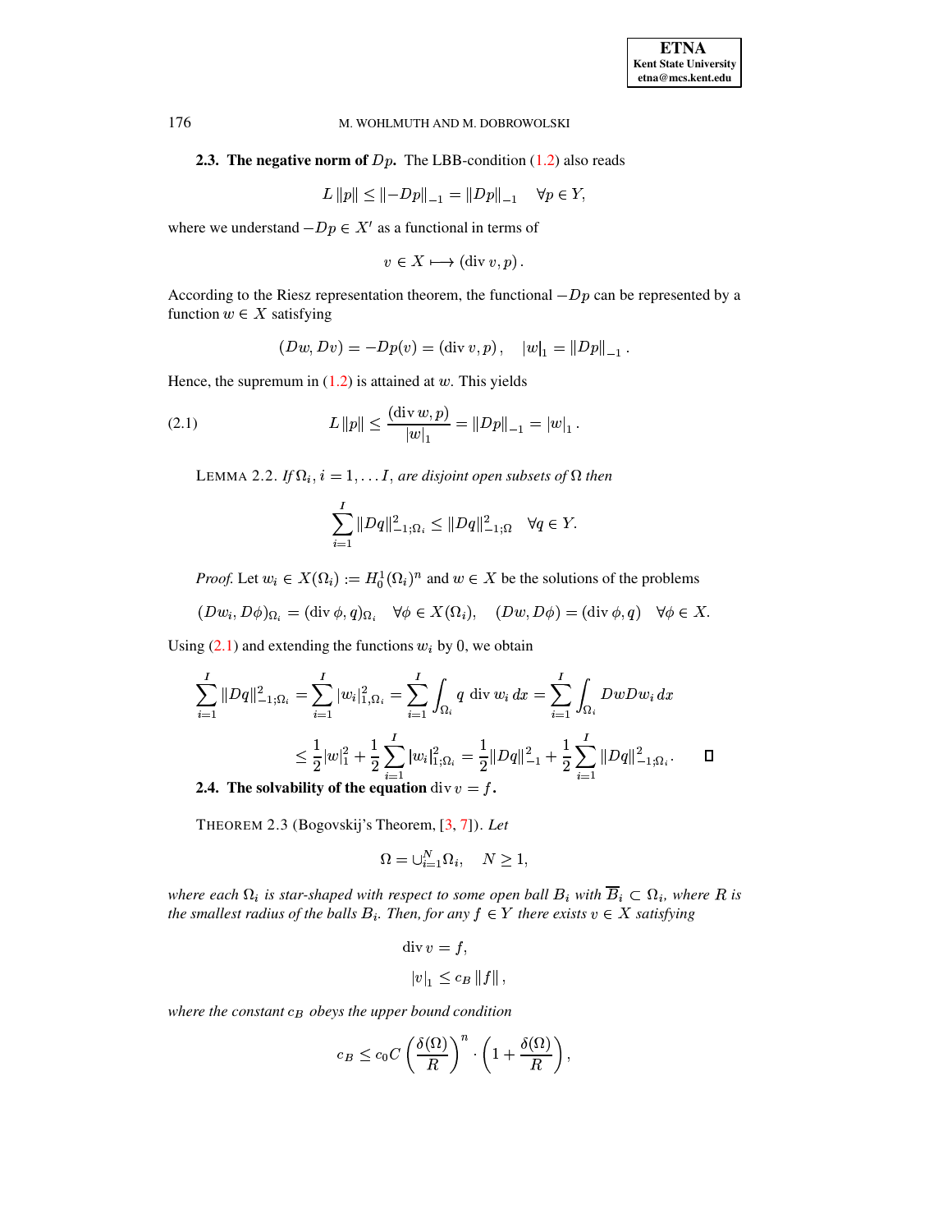**2.3. The negative norm of $Dp$.** The LBB-condition (1.2) also reads

$$L\,\|p\| \le \|-Dp\|_{-1} = \|Dp\|_{-1} \quad \forall p \in Y,$$

where we understand $-Dp \in X'$ as a functional in terms of

$$v \in X \longmapsto (\operatorname{div} v, p)\,.$$

According to the Riesz representation theorem, the functional $-Dp$ can be represented by a function $w \in X$ satisfying

$$(Dw, Dv) = -Dp(v) = (\operatorname{div} v, p)\,, \quad |w|_1 = \|Dp\|_{-1}\,.$$

Hence, the supremum in (1.2) is attained at $w$. This yields

$$L\,\|p\| \le \frac{(\operatorname{div} w, p)}{|w|_1} = \|Dp\|_{-1} = |w|_1\,. \tag{2.1}$$

LEMMA 2.2. *If $\Omega_i$, $i = 1, \dots I$, are disjoint open subsets of $\Omega$ then*

$$\sum_{i=1}^{I} \|Dq\|^2_{-1;\Omega_i} \le \|Dq\|^2_{-1;\Omega} \quad \forall q \in Y.$$

*Proof.* Let $w_i \in X(\Omega_i) := H_0^1(\Omega_i)^n$ and $w \in X$ be the solutions of the problems

$$(Dw_i, D\phi)_{\Omega_i} = (\operatorname{div} \phi, q)_{\Omega_i} \quad \forall \phi \in X(\Omega_i), \quad (Dw, D\phi) = (\operatorname{div} \phi, q) \quad \forall \phi \in X.$$

Using (2.1) and extending the functions $w_i$ by 0, we obtain

$$\sum_{i=1}^{I} \|Dq\|^2_{-1;\Omega_i} = \sum_{i=1}^{I} |w_i|^2_{1,\Omega_i} = \sum_{i=1}^{I} \int_{\Omega_i} q \, \operatorname{div} w_i \, dx = \sum_{i=1}^{I} \int_{\Omega_i} DwDw_i \, dx$$

$$\le \frac{1}{2}|w|_1^2 + \frac{1}{2}\sum_{i=1}^{I} |w_i|^2_{1;\Omega_i} = \frac{1}{2}\|Dq\|^2_{-1} + \frac{1}{2}\sum_{i=1}^{I} \|Dq\|^2_{-1;\Omega_i}. \qquad \square$$

**2.4. The solvability of the equation** $\operatorname{div} v = f$**.**

THEOREM 2.3 (Bogovskij's Theorem, [3, 7]). *Let*

$$\Omega = \cup_{i=1}^{N} \Omega_i, \quad N \ge 1,$$

*where each $\Omega_i$ is star-shaped with respect to some open ball $B_i$ with $\overline{B}_i \subset \Omega_i$, where $R$ is the smallest radius of the balls $B_i$. Then, for any $f \in Y$ there exists $v \in X$ satisfying*

$$\operatorname{div} v = f,$$
$$|v|_1 \le c_B \, \|f\|\,,$$

*where the constant $c_B$ obeys the upper bound condition*

$$c_B \le c_0 C \left(\frac{\delta(\Omega)}{R}\right)^n \cdot \left(1 + \frac{\delta(\Omega)}{R}\right),$$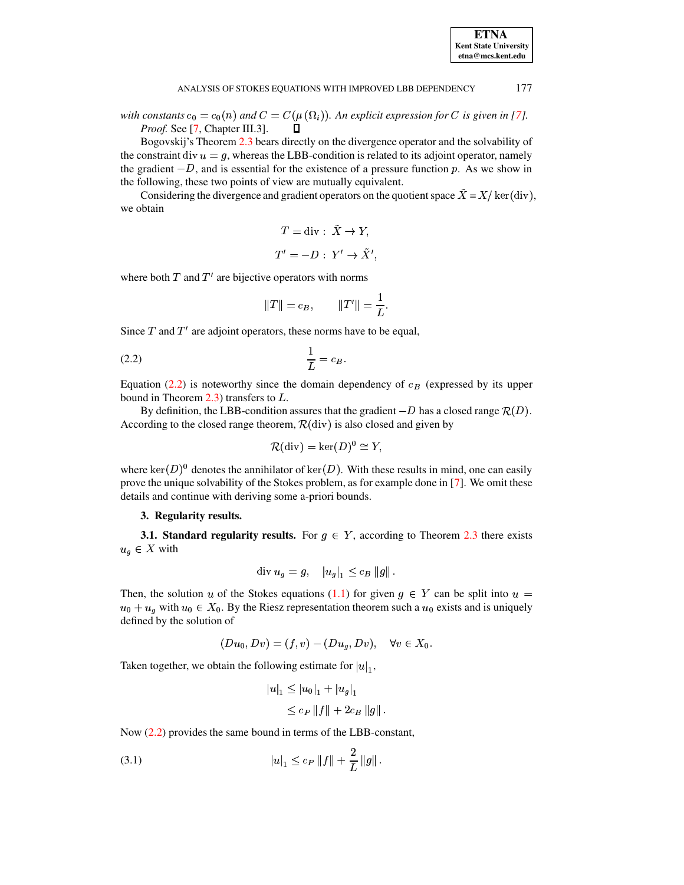*with constants $c_0 = c_0(n)$ and $C = C(\mu(\Omega_i))$. An explicit expression for $C$ is given in [7].*

*Proof.* See [7, Chapter III.3]. $\square$

Bogovskij's Theorem 2.3 bears directly on the divergence operator and the solvability of the constraint $\operatorname{div} u = g$, whereas the LBB-condition is related to its adjoint operator, namely the gradient $-D$, and is essential for the existence of a pressure function $p$. As we show in the following, these two points of view are mutually equivalent.

Considering the divergence and gradient operators on the quotient space $\tilde{X} = X/\ker(\operatorname{div})$, we obtain

$$T = \operatorname{div} : \tilde{X} \to Y,$$

$$T' = -D : Y' \to \tilde{X}',$$

where both $T$ and $T'$ are bijective operators with norms

$$\|T\| = c_B, \qquad \|T'\| = \frac{1}{L}.$$

Since $T$ and $T'$ are adjoint operators, these norms have to be equal,

$$\frac{1}{L} = c_B. \tag{2.2}$$

Equation (2.2) is noteworthy since the domain dependency of $c_B$ (expressed by its upper bound in Theorem 2.3) transfers to $L$.

By definition, the LBB-condition assures that the gradient $-D$ has a closed range $\mathcal{R}(D)$. According to the closed range theorem, $\mathcal{R}(\operatorname{div})$ is also closed and given by

$$\mathcal{R}(\operatorname{div}) = \ker(D)^0 \cong Y,$$

where $\ker(D)^0$ denotes the annihilator of $\ker(D)$. With these results in mind, one can easily prove the unique solvability of the Stokes problem, as for example done in [7]. We omit these details and continue with deriving some a-priori bounds.

## 3. Regularity results.

**3.1. Standard regularity results.** For $g \in Y$, according to Theorem 2.3 there exists $u_g \in X$ with

$$\operatorname{div} u_g = g, \quad |u_g|_1 \leq c_B \|g\|.$$

Then, the solution $u$ of the Stokes equations (1.1) for given $g \in Y$ can be split into $u = u_0 + u_g$ with $u_0 \in X_0$. By the Riesz representation theorem such a $u_0$ exists and is uniquely defined by the solution of

$$(Du_0, Dv) = (f, v) - (Du_g, Dv), \quad \forall v \in X_0.$$

Taken together, we obtain the following estimate for $|u|_1$,

$$\begin{aligned} |u|_1 &\leq |u_0|_1 + |u_g|_1 \\ &\leq c_P \|f\| + 2c_B \|g\|. \end{aligned}$$

Now (2.2) provides the same bound in terms of the LBB-constant,

$$|u|_1 \leq c_P \|f\| + \frac{2}{L} \|g\|. \tag{3.1}$$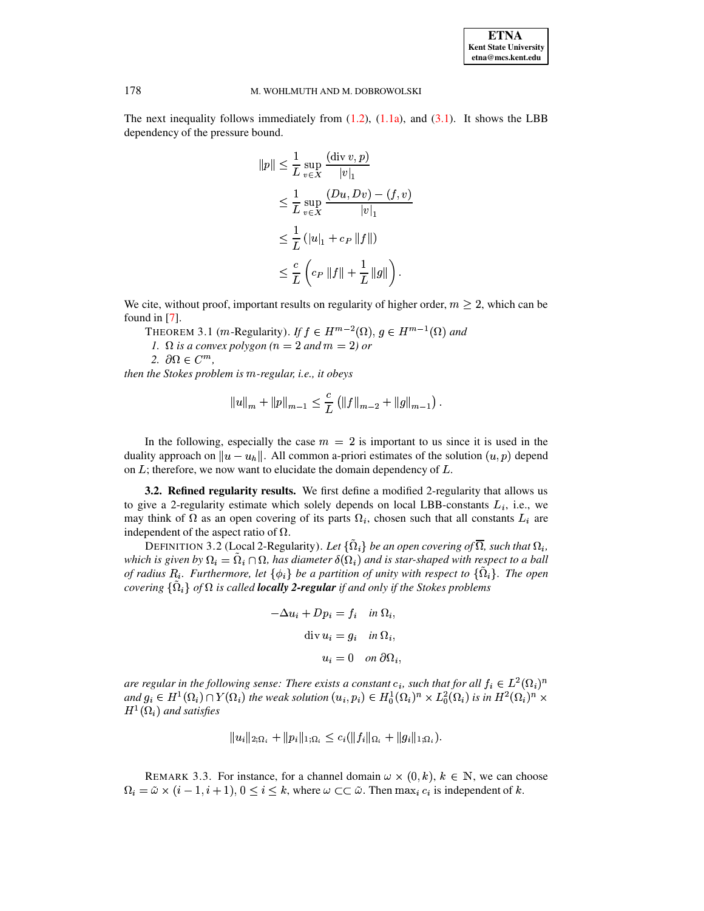The next inequality follows immediately from (1.2), (1.1a), and (3.1). It shows the LBB dependency of the pressure bound.

$$
\begin{aligned}
\|p\| &\leq \frac{1}{L} \sup_{v \in X} \frac{(\operatorname{div} v, p)}{|v|_1} \\
&\leq \frac{1}{L} \sup_{v \in X} \frac{(Du, Dv) - (f, v)}{|v|_1} \\
&\leq \frac{1}{L} \left( |u|_1 + c_P \|f\| \right) \\
&\leq \frac{c}{L} \left( c_P \|f\| + \frac{1}{L} \|g\| \right).
\end{aligned}
$$

We cite, without proof, important results on regularity of higher order, $m \geq 2$, which can be found in [7].

THEOREM 3.1 ($m$-Regularity). *If $f \in H^{m-2}(\Omega)$, $g \in H^{m-1}(\Omega)$ and*

1. *$\Omega$ is a convex polygon ($n = 2$ and $m = 2$) or*
2. *$\partial\Omega \in C^m$,*

*then the Stokes problem is $m$-regular, i.e., it obeys*

$$
\|u\|_m + \|p\|_{m-1} \leq \frac{c}{L} \left( \|f\|_{m-2} + \|g\|_{m-1} \right).
$$

In the following, especially the case $m = 2$ is important to us since it is used in the duality approach on $\|u - u_h\|$. All common a-priori estimates of the solution $(u, p)$ depend on $L$; therefore, we now want to elucidate the domain dependency of $L$.

**3.2. Refined regularity results.** We first define a modified 2-regularity that allows us to give a 2-regularity estimate which solely depends on local LBB-constants $L_i$, i.e., we may think of $\Omega$ as an open covering of its parts $\Omega_i$, chosen such that all constants $L_i$ are independent of the aspect ratio of $\Omega$.

DEFINITION 3.2 (Local 2-Regularity). *Let $\{\tilde{\Omega}_i\}$ be an open covering of $\overline{\Omega}$, such that $\Omega_i$, which is given by $\Omega_i = \tilde{\Omega}_i \cap \Omega$, has diameter $\delta(\Omega_i)$ and is star-shaped with respect to a ball of radius $R_i$. Furthermore, let $\{\phi_i\}$ be a partition of unity with respect to $\{\tilde{\Omega}_i\}$. The open covering $\{\tilde{\Omega}_i\}$ of $\Omega$ is called **locally 2-regular** if and only if the Stokes problems*

$$
\begin{aligned}
-\Delta u_i + D p_i &= f_i \quad \text{in } \Omega_i, \\
\operatorname{div} u_i &= g_i \quad \text{in } \Omega_i, \\
u_i &= 0 \quad \text{on } \partial\Omega_i,
\end{aligned}
$$

*are regular in the following sense: There exists a constant $c_i$, such that for all $f_i \in L^2(\Omega_i)^n$ and $g_i \in H^1(\Omega_i) \cap Y(\Omega_i)$ the weak solution $(u_i, p_i) \in H_0^1(\Omega_i)^n \times L_0^2(\Omega_i)$ is in $H^2(\Omega_i)^n \times H^1(\Omega_i)$ and satisfies*

$$
\|u_i\|_{2;\Omega_i} + \|p_i\|_{1;\Omega_i} \leq c_i (\|f_i\|_{\Omega_i} + \|g_i\|_{1;\Omega_i}).
$$

REMARK 3.3. For instance, for a channel domain $\omega \times (0, k)$, $k \in \mathbb{N}$, we can choose $\Omega_i = \tilde{\omega} \times (i-1, i+1)$, $0 \leq i \leq k$, where $\omega \subset\subset \tilde{\omega}$. Then $\max_i c_i$ is independent of $k$.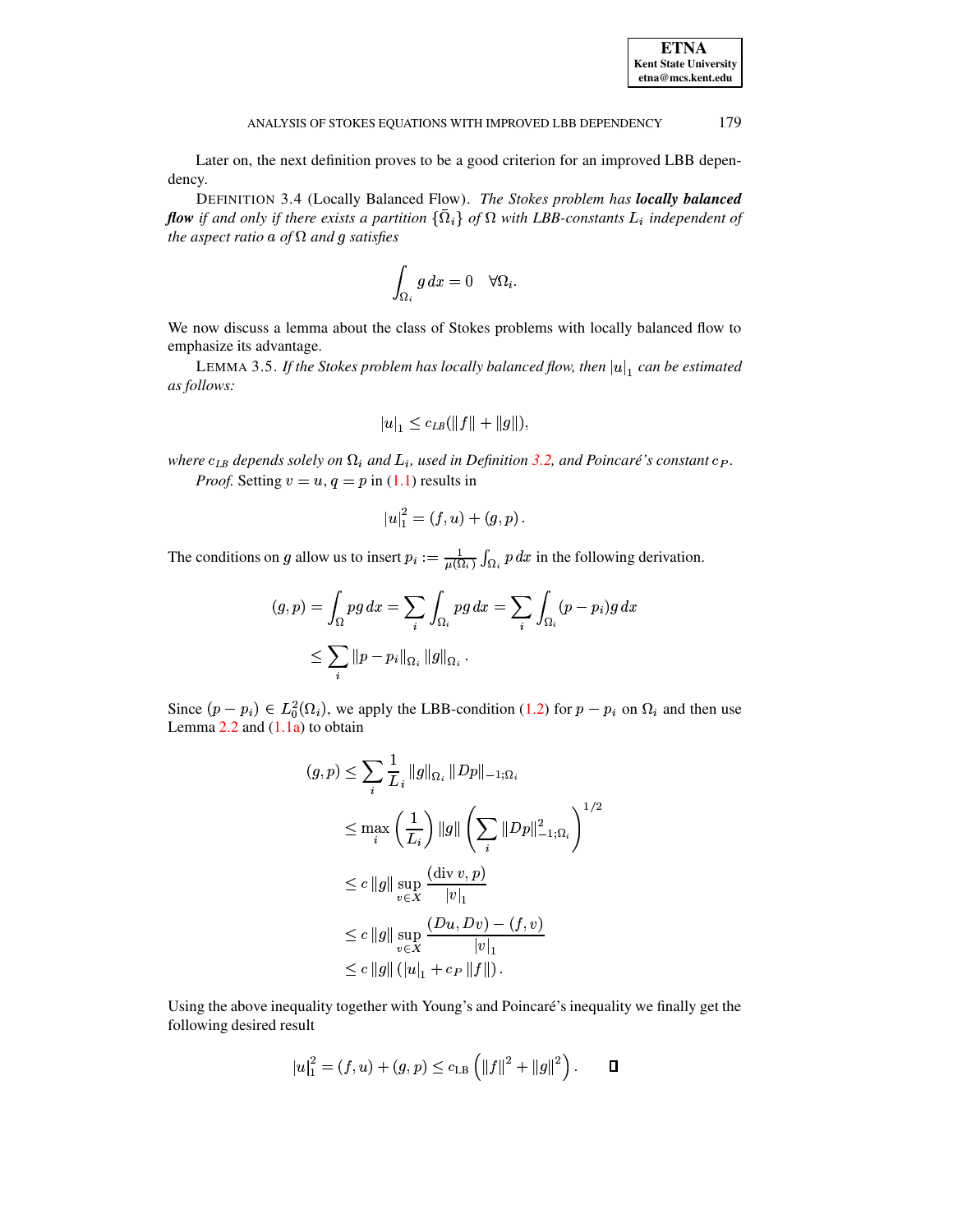Later on, the next definition proves to be a good criterion for an improved LBB dependency.

DEFINITION 3.4 (Locally Balanced Flow). *The Stokes problem has* ***locally balanced flow*** *if and only if there exists a partition $\{\bar{\Omega}_i\}$ of $\Omega$ with LBB-constants $L_i$ independent of the aspect ratio $\mathfrak{a}$ of $\Omega$ and $g$ satisfies*

$$\int_{\Omega_i} g\,dx = 0 \quad \forall \Omega_i.$$

We now discuss a lemma about the class of Stokes problems with locally balanced flow to emphasize its advantage.

LEMMA 3.5. *If the Stokes problem has locally balanced flow, then $|u|_1$ can be estimated as follows:*

$$|u|_1 \le c_{LB}(\|f\| + \|g\|),$$

*where $c_{LB}$ depends solely on $\Omega_i$ and $L_i$, used in Definition 3.2, and Poincaré's constant $c_P$.*

*Proof.* Setting $v = u$, $q = p$ in (1.1) results in

$$|u|_1^2 = (f, u) + (g, p)\,.$$

The conditions on $g$ allow us to insert $p_i := \frac{1}{\mu(\Omega_i)} \int_{\Omega_i} p\,dx$ in the following derivation.

$$\begin{aligned}
(g, p) &= \int_\Omega pg\,dx = \sum_i \int_{\Omega_i} pg\,dx = \sum_i \int_{\Omega_i} (p - p_i)g\,dx \\
&\le \sum_i \|p - p_i\|_{\Omega_i} \|g\|_{\Omega_i}\,.
\end{aligned}$$

Since $(p - p_i) \in L_0^2(\Omega_i)$, we apply the LBB-condition (1.2) for $p - p_i$ on $\Omega_i$ and then use Lemma 2.2 and (1.1a) to obtain

$$\begin{aligned}
(g, p) &\le \sum_i \frac{1}{L_i} \|g\|_{\Omega_i} \|Dp\|_{-1;\Omega_i} \\
&\le \max_i \left(\frac{1}{L_i}\right) \|g\| \left(\sum_i \|Dp\|_{-1;\Omega_i}^2\right)^{1/2} \\
&\le c\,\|g\| \sup_{v \in X} \frac{(\operatorname{div} v, p)}{|v|_1} \\
&\le c\,\|g\| \sup_{v \in X} \frac{(Du, Dv) - (f, v)}{|v|_1} \\
&\le c\,\|g\| \left(|u|_1 + c_P \|f\|\right).
\end{aligned}$$

Using the above inequality together with Young's and Poincaré's inequality we finally get the following desired result

$$|u|_1^2 = (f, u) + (g, p) \le c_{\mathrm{LB}} \left(\|f\|^2 + \|g\|^2\right). \qquad \square$$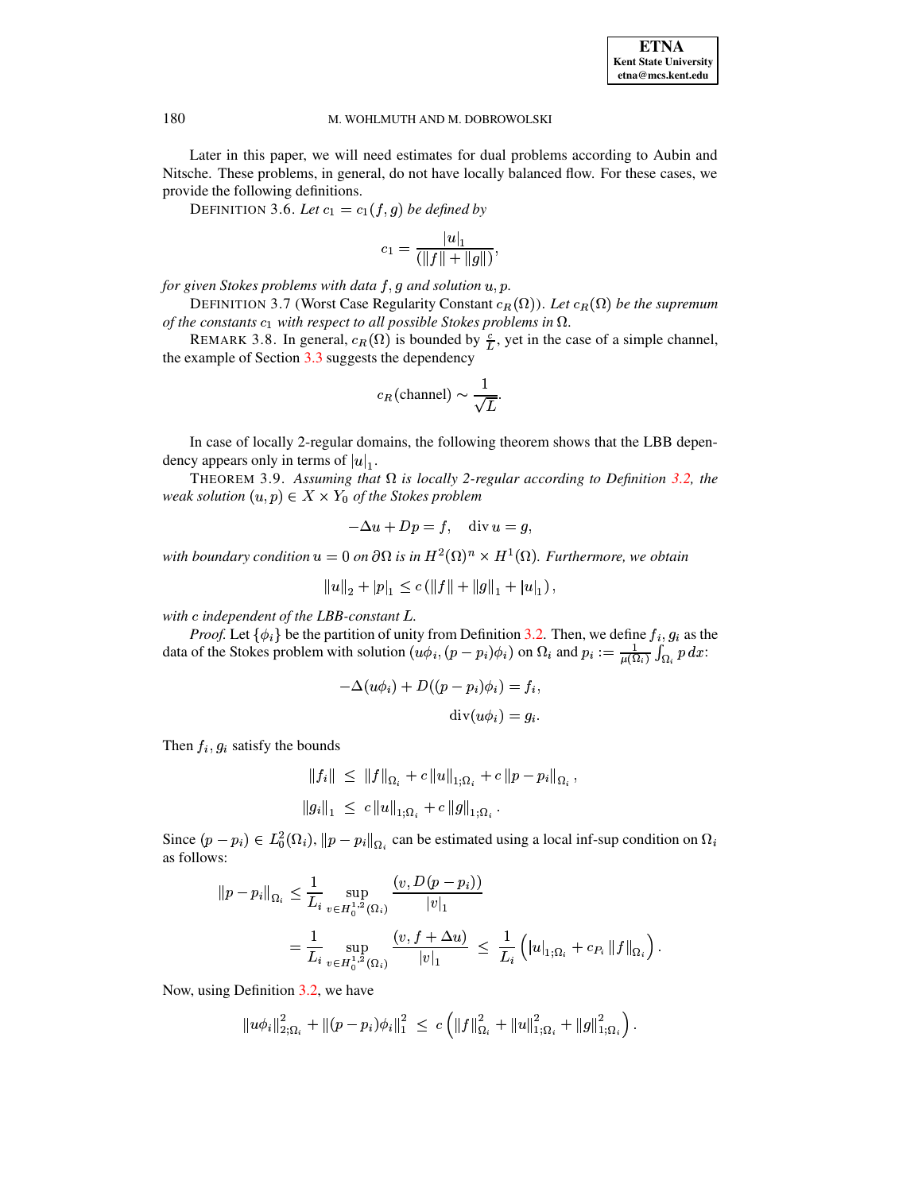Later in this paper, we will need estimates for dual problems according to Aubin and Nitsche. These problems, in general, do not have locally balanced flow. For these cases, we provide the following definitions.

DEFINITION 3.6. *Let $c_1 = c_1(f, g)$ be defined by*

$$c_1 = \frac{|u|_1}{(\|f\| + \|g\|)},$$

*for given Stokes problems with data $f, g$ and solution $u, p$.*

DEFINITION 3.7 (Worst Case Regularity Constant $c_R(\Omega)$). *Let $c_R(\Omega)$ be the supremum of the constants $c_1$ with respect to all possible Stokes problems in $\Omega$.*

REMARK 3.8. In general, $c_R(\Omega)$ is bounded by $\frac{c}{L}$, yet in the case of a simple channel, the example of Section 3.3 suggests the dependency

$$c_R(\text{channel}) \sim \frac{1}{\sqrt{L}}.$$

In case of locally 2-regular domains, the following theorem shows that the LBB dependency appears only in terms of $|u|_1$.

THEOREM 3.9. *Assuming that $\Omega$ is locally 2-regular according to Definition 3.2, the weak solution $(u, p) \in X \times Y_0$ of the Stokes problem*

$$-\Delta u + Dp = f, \quad \operatorname{div} u = g,$$

*with boundary condition $u = 0$ on $\partial\Omega$ is in $H^2(\Omega)^n \times H^1(\Omega)$. Furthermore, we obtain*

$$\|u\|_2 + |p|_1 \leq c\left(\|f\| + \|g\|_1 + |u|_1\right),$$

*with $c$ independent of the LBB-constant $L$.*

*Proof.* Let $\{\phi_i\}$ be the partition of unity from Definition 3.2. Then, we define $f_i, g_i$ as the data of the Stokes problem with solution $(u\phi_i, (p - p_i)\phi_i)$ on $\Omega_i$ and $p_i := \frac{1}{\mu(\Omega_i)} \int_{\Omega_i} p\, dx$:

$$\begin{aligned}
-\Delta(u\phi_i) + D((p - p_i)\phi_i) &= f_i, \\
\operatorname{div}(u\phi_i) &= g_i.
\end{aligned}$$

Then $f_i, g_i$ satisfy the bounds

$$\begin{aligned}
\|f_i\| &\leq \|f\|_{\Omega_i} + c\,\|u\|_{1;\Omega_i} + c\,\|p - p_i\|_{\Omega_i}, \\
\|g_i\|_1 &\leq c\,\|u\|_{1;\Omega_i} + c\,\|g\|_{1;\Omega_i}.
\end{aligned}$$

Since $(p - p_i) \in L_0^2(\Omega_i)$, $\|p - p_i\|_{\Omega_i}$ can be estimated using a local inf-sup condition on $\Omega_i$ as follows:

$$\begin{aligned}
\|p - p_i\|_{\Omega_i} &\leq \frac{1}{L_i} \sup_{v \in H_0^{1,2}(\Omega_i)} \frac{(v, D(p - p_i))}{|v|_1} \\
&= \frac{1}{L_i} \sup_{v \in H_0^{1,2}(\Omega_i)} \frac{(v, f + \Delta u)}{|v|_1} \;\leq\; \frac{1}{L_i}\left(|u|_{1;\Omega_i} + c_{P_i}\,\|f\|_{\Omega_i}\right).
\end{aligned}$$

Now, using Definition 3.2, we have

$$\|u\phi_i\|_{2;\Omega_i}^2 + \|(p - p_i)\phi_i\|_1^2 \;\leq\; c\left(\|f\|_{\Omega_i}^2 + \|u\|_{1;\Omega_i}^2 + \|g\|_{1;\Omega_i}^2\right).$$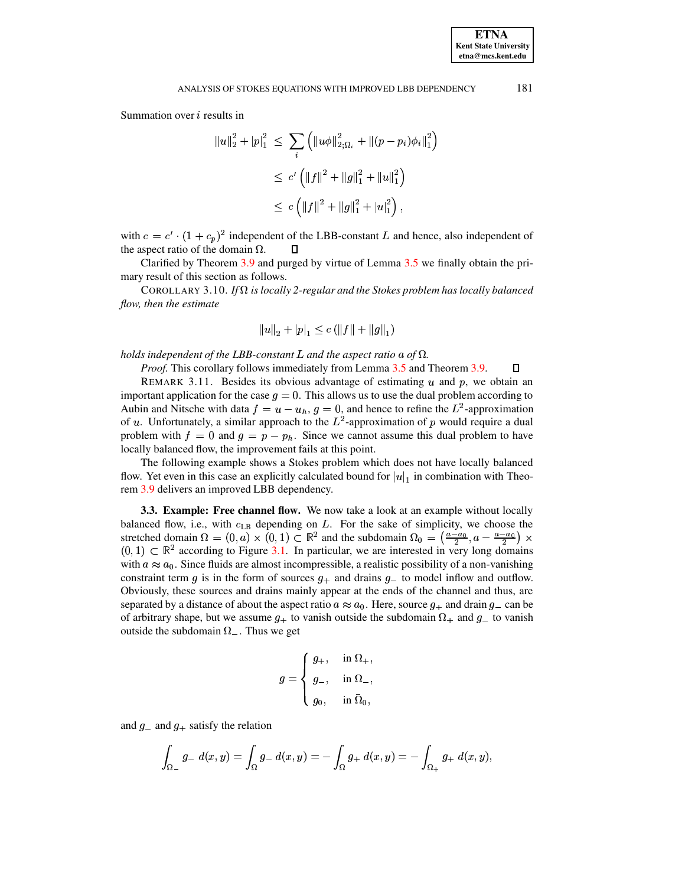Summation over $i$ results in

$$
\begin{aligned}
\|u\|_2^2 + |p|_1^2 &\leq \sum_i \left( \|u\phi\|_{2;\Omega_i}^2 + \|(p - p_i)\phi_i\|_1^2 \right) \\
&\leq c' \left( \|f\|^2 + \|g\|_1^2 + \|u\|_1^2 \right) \\
&\leq c \left( \|f\|^2 + \|g\|_1^2 + |u|_1^2 \right),
\end{aligned}
$$

with $c = c' \cdot (1 + c_p)^2$ independent of the LBB-constant $L$ and hence, also independent of the aspect ratio of the domain $\Omega$. ☐

Clarified by Theorem 3.9 and purged by virtue of Lemma 3.5 we finally obtain the primary result of this section as follows.

COROLLARY 3.10. *If $\Omega$ is locally 2-regular and the Stokes problem has locally balanced flow, then the estimate*

$$
\|u\|_2 + |p|_1 \leq c \left( \|f\| + \|g\|_1 \right)
$$

*holds independent of the LBB-constant $L$ and the aspect ratio $a$ of $\Omega$.*

*Proof.* This corollary follows immediately from Lemma 3.5 and Theorem 3.9. ☐

REMARK 3.11. Besides its obvious advantage of estimating $u$ and $p$, we obtain an important application for the case $g = 0$. This allows us to use the dual problem according to Aubin and Nitsche with data $f = u - u_h$, $g = 0$, and hence to refine the $L^2$-approximation of $u$. Unfortunately, a similar approach to the $L^2$-approximation of $p$ would require a dual problem with $f = 0$ and $g = p - p_h$. Since we cannot assume this dual problem to have locally balanced flow, the improvement fails at this point.

The following example shows a Stokes problem which does not have locally balanced flow. Yet even in this case an explicitly calculated bound for $|u|_1$ in combination with Theorem 3.9 delivers an improved LBB dependency.

**3.3. Example: Free channel flow.** We now take a look at an example without locally balanced flow, i.e., with $c_{\mathrm{LB}}$ depending on $L$. For the sake of simplicity, we choose the stretched domain $\Omega = (0, a) \times (0, 1) \subset \mathbb{R}^2$ and the subdomain $\Omega_0 = \left( \frac{a - a_0}{2}, a - \frac{a - a_0}{2} \right) \times (0, 1) \subset \mathbb{R}^2$ according to Figure 3.1. In particular, we are interested in very long domains with $a \approx a_0$. Since fluids are almost incompressible, a realistic possibility of a non-vanishing constraint term $g$ is in the form of sources $g_+$ and drains $g_-$ to model inflow and outflow. Obviously, these sources and drains mainly appear at the ends of the channel and thus, are separated by a distance of about the aspect ratio $a \approx a_0$. Here, source $g_+$ and drain $g_-$ can be of arbitrary shape, but we assume $g_+$ to vanish outside the subdomain $\Omega_+$ and $g_-$ to vanish outside the subdomain $\Omega_-$. Thus we get

$$
g = \begin{cases} g_+, & \text{in } \Omega_+, \\ g_-, & \text{in } \Omega_-, \\ g_0, & \text{in } \bar{\Omega}_0, \end{cases}
$$

and $g_-$ and $g_+$ satisfy the relation

$$
\int_{\Omega_-} g_- \, d(x, y) = \int_{\Omega} g_- \, d(x, y) = -\int_{\Omega} g_+ \, d(x, y) = -\int_{\Omega_+} g_+ \, d(x, y),
$$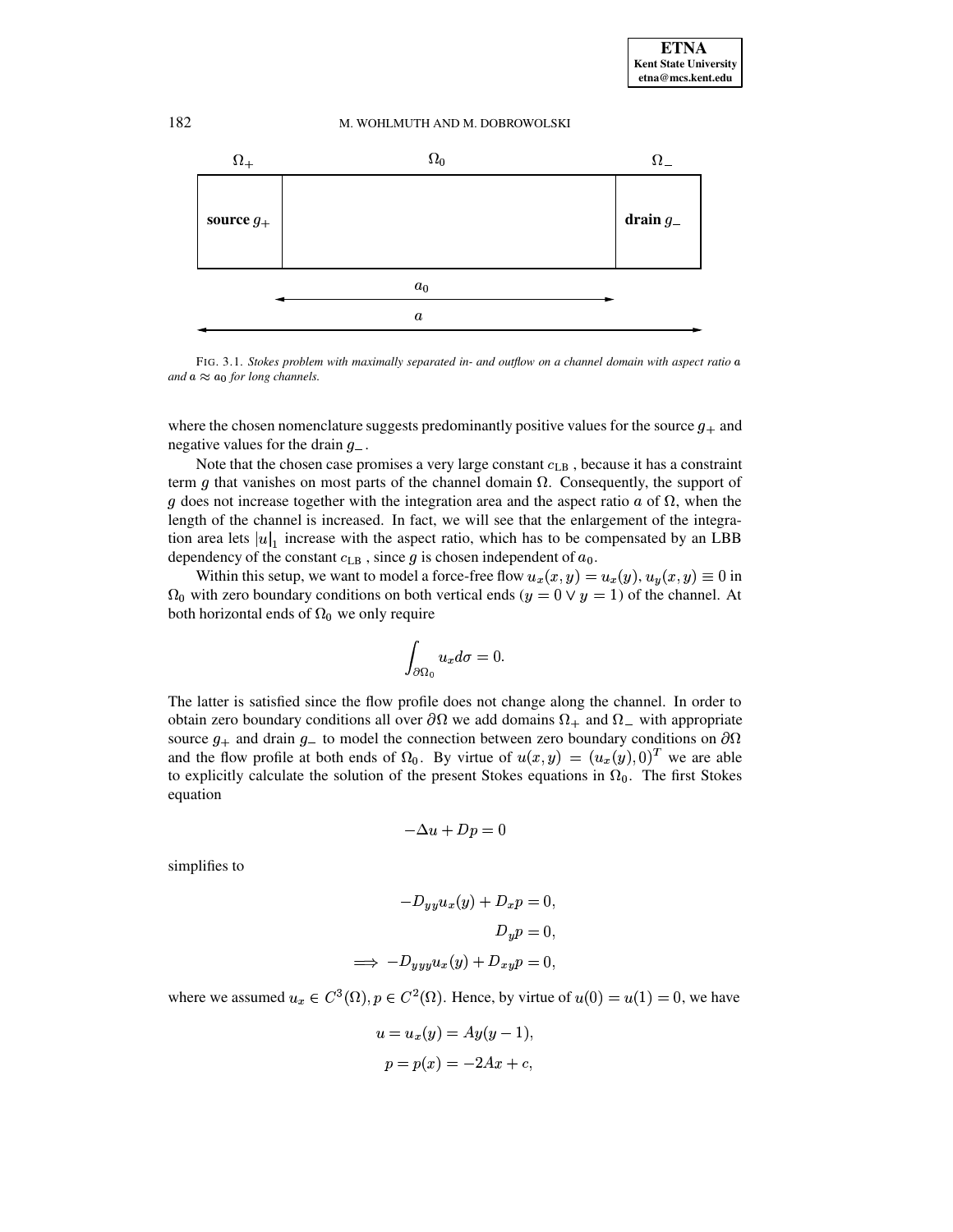FIG. 3.1. *Stokes problem with maximally separated in- and outflow on a channel domain with aspect ratio $a$ and $a \approx a_0$ for long channels.*

where the chosen nomenclature suggests predominantly positive values for the source $g_+$ and negative values for the drain $g_-$.

Note that the chosen case promises a very large constant $c_{\text{LB}}$ , because it has a constraint term $g$ that vanishes on most parts of the channel domain $\Omega$. Consequently, the support of $g$ does not increase together with the integration area and the aspect ratio $a$ of $\Omega$, when the length of the channel is increased. In fact, we will see that the enlargement of the integration area lets $|u|_1$ increase with the aspect ratio, which has to be compensated by an LBB dependency of the constant $c_{\text{LB}}$ , since $g$ is chosen independent of $a_0$.

Within this setup, we want to model a force-free flow $u_x(x,y) = u_x(y), u_y(x,y) \equiv 0$ in $\Omega_0$ with zero boundary conditions on both vertical ends ($y = 0 \vee y = 1$) of the channel. At both horizontal ends of $\Omega_0$ we only require

$$\int_{\partial\Omega_0} u_x d\sigma = 0.$$

The latter is satisfied since the flow profile does not change along the channel. In order to obtain zero boundary conditions all over $\partial\Omega$ we add domains $\Omega_+$ and $\Omega_-$ with appropriate source $g_+$ and drain $g_-$ to model the connection between zero boundary conditions on $\partial\Omega$ and the flow profile at both ends of $\Omega_0$. By virtue of $u(x,y) = (u_x(y), 0)^T$ we are able to explicitly calculate the solution of the present Stokes equations in $\Omega_0$. The first Stokes equation

$$-\Delta u + Dp = 0$$

simplifies to

$$\begin{aligned}
-D_{yy}u_x(y) + D_x p &= 0, \\
D_y p &= 0, \\
\implies -D_{yyy}u_x(y) + D_{xy} p &= 0,
\end{aligned}$$

where we assumed $u_x \in C^3(\Omega), p \in C^2(\Omega)$. Hence, by virtue of $u(0) = u(1) = 0$, we have

$$\begin{aligned}
u = u_x(y) &= Ay(y-1), \\
p = p(x) &= -2Ax + c,
\end{aligned}$$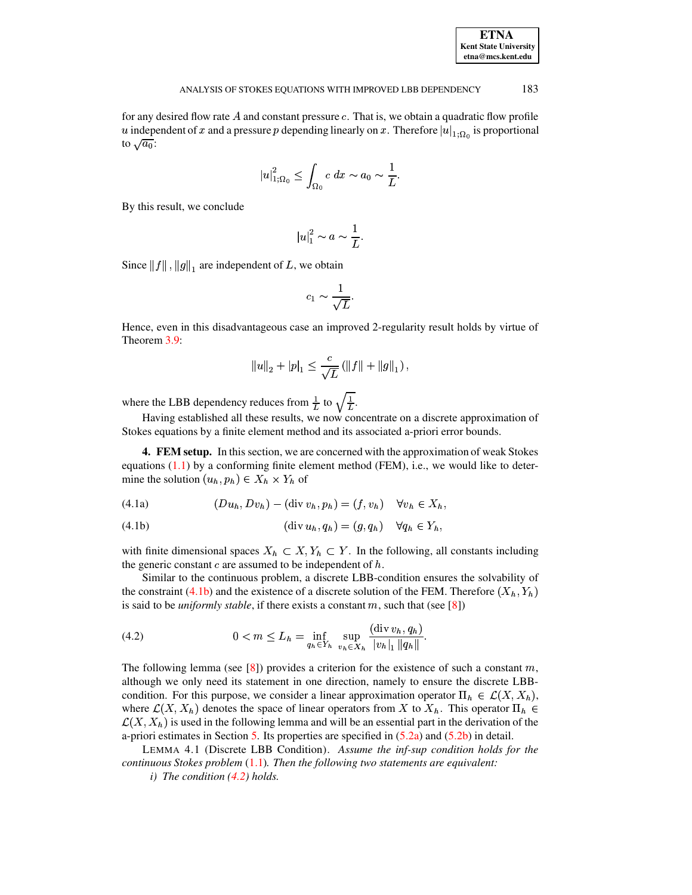for any desired flow rate $A$ and constant pressure $c$. That is, we obtain a quadratic flow profile $u$ independent of $x$ and a pressure $p$ depending linearly on $x$. Therefore $|u|_{1;\Omega_0}$ is proportional to $\sqrt{a_0}$:

$$|u|^2_{1;\Omega_0} \leq \int_{\Omega_0} c \; dx \sim a_0 \sim \frac{1}{L}.$$

By this result, we conclude

$$|u|^2_1 \sim a \sim \frac{1}{L}.$$

Since $\|f\|, \|g\|_1$ are independent of $L$, we obtain

$$c_1 \sim \frac{1}{\sqrt{L}}.$$

Hence, even in this disadvantageous case an improved 2-regularity result holds by virtue of Theorem 3.9:

$$\|u\|_2 + |p|_1 \leq \frac{c}{\sqrt{L}} \left( \|f\| + \|g\|_1 \right),$$

where the LBB dependency reduces from $\frac{1}{L}$ to $\sqrt{\frac{1}{L}}$.

Having established all these results, we now concentrate on a discrete approximation of Stokes equations by a finite element method and its associated a-priori error bounds.

## 4. FEM setup.

In this section, we are concerned with the approximation of weak Stokes equations (1.1) by a conforming finite element method (FEM), i.e., we would like to determine the solution $(u_h, p_h) \in X_h \times Y_h$ of

$$(Du_h, Dv_h) - (\operatorname{div} v_h, p_h) = (f, v_h) \quad \forall v_h \in X_h, \tag{4.1a}$$

$$(\operatorname{div} u_h, q_h) = (g, q_h) \quad \forall q_h \in Y_h, \tag{4.1b}$$

with finite dimensional spaces $X_h \subset X, Y_h \subset Y$. In the following, all constants including the generic constant $c$ are assumed to be independent of $h$.

Similar to the continuous problem, a discrete LBB-condition ensures the solvability of the constraint (4.1b) and the existence of a discrete solution of the FEM. Therefore $(X_h, Y_h)$ is said to be *uniformly stable*, if there exists a constant $m$, such that (see [8])

$$0 < m \leq L_h = \inf_{q_h \in Y_h} \sup_{v_h \in X_h} \frac{(\operatorname{div} v_h, q_h)}{|v_h|_1 \, \|q_h\|}. \tag{4.2}$$

The following lemma (see [8]) provides a criterion for the existence of such a constant $m$, although we only need its statement in one direction, namely to ensure the discrete LBB-condition. For this purpose, we consider a linear approximation operator $\Pi_h \in \mathcal{L}(X, X_h)$, where $\mathcal{L}(X, X_h)$ denotes the space of linear operators from $X$ to $X_h$. This operator $\Pi_h \in \mathcal{L}(X, X_h)$ is used in the following lemma and will be an essential part in the derivation of the a-priori estimates in Section 5. Its properties are specified in (5.2a) and (5.2b) in detail.

LEMMA 4.1 (Discrete LBB Condition). *Assume the inf-sup condition holds for the continuous Stokes problem* (1.1). *Then the following two statements are equivalent:*

*i) The condition (4.2) holds.*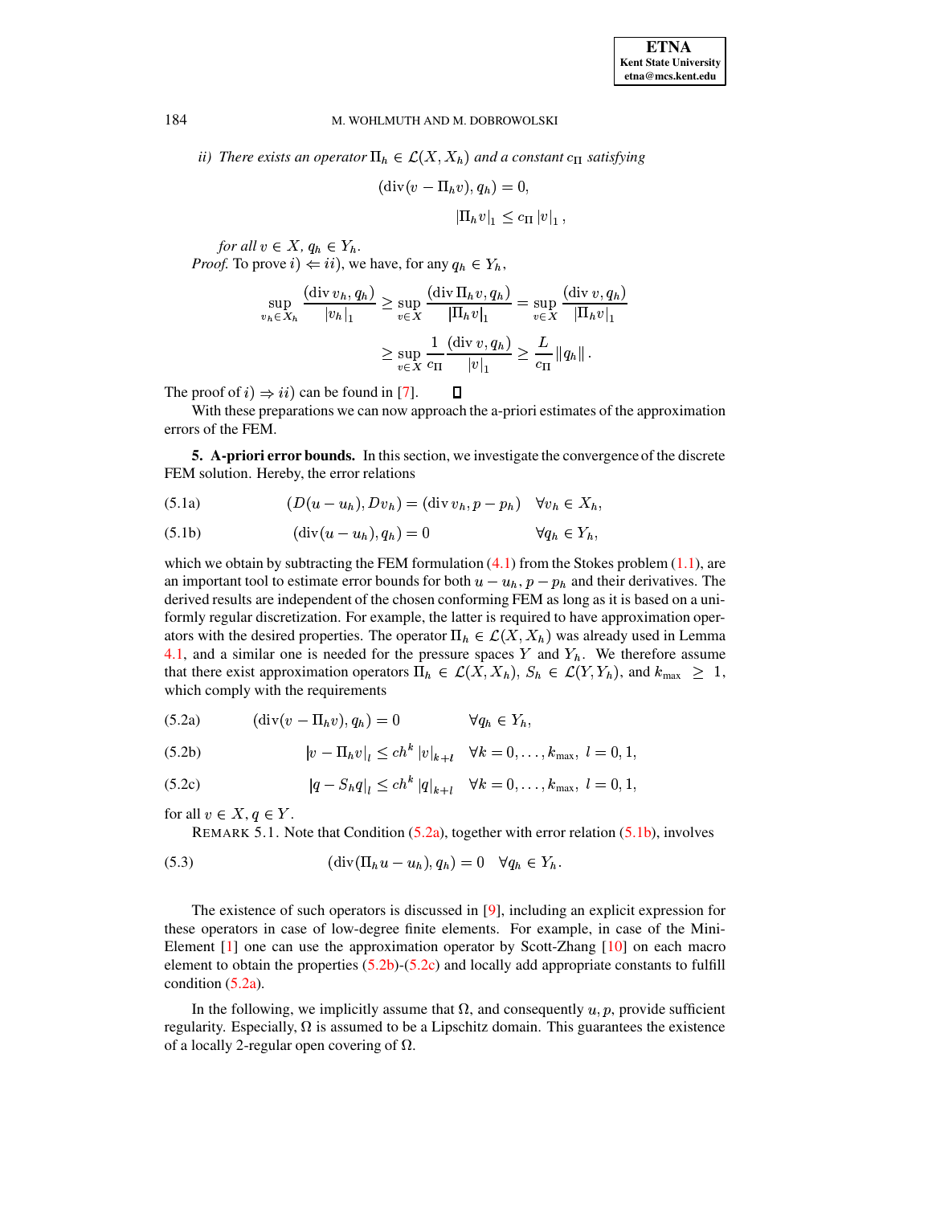*ii) There exists an operator $\Pi_h \in \mathcal{L}(X, X_h)$ and a constant $c_\Pi$ satisfying*

$$(\operatorname{div}(v - \Pi_h v), q_h) = 0,$$

$$|\Pi_h v|_1 \leq c_\Pi \, |v|_1 \,,$$

*for all $v \in X$, $q_h \in Y_h$.*

*Proof.* To prove $i) \Leftarrow ii)$, we have, for any $q_h \in Y_h$,

$$\sup_{v_h \in X_h} \frac{(\operatorname{div} v_h, q_h)}{|v_h|_1} \geq \sup_{v \in X} \frac{(\operatorname{div} \Pi_h v, q_h)}{|\Pi_h v|_1} = \sup_{v \in X} \frac{(\operatorname{div} v, q_h)}{|\Pi_h v|_1}$$

$$\geq \sup_{v \in X} \frac{1}{c_\Pi} \frac{(\operatorname{div} v, q_h)}{|v|_1} \geq \frac{L}{c_\Pi} \|q_h\| \,.$$

The proof of $i) \Rightarrow ii)$ can be found in [7]. ◻

With these preparations we can now approach the a-priori estimates of the approximation errors of the FEM.

## 5. A-priori error bounds.

In this section, we investigate the convergence of the discrete FEM solution. Hereby, the error relations

$$(D(u - u_h), Dv_h) = (\operatorname{div} v_h, p - p_h) \quad \forall v_h \in X_h, \tag{5.1a}$$

$$(\operatorname{div}(u - u_h), q_h) = 0 \qquad \forall q_h \in Y_h, \tag{5.1b}$$

which we obtain by subtracting the FEM formulation (4.1) from the Stokes problem (1.1), are an important tool to estimate error bounds for both $u - u_h$, $p - p_h$ and their derivatives. The derived results are independent of the chosen conforming FEM as long as it is based on a uniformly regular discretization. For example, the latter is required to have approximation operators with the desired properties. The operator $\Pi_h \in \mathcal{L}(X, X_h)$ was already used in Lemma 4.1, and a similar one is needed for the pressure spaces $Y$ and $Y_h$. We therefore assume that there exist approximation operators $\Pi_h \in \mathcal{L}(X, X_h)$, $S_h \in \mathcal{L}(Y, Y_h)$, and $k_{\max} \geq 1$, which comply with the requirements

$$(\operatorname{div}(v - \Pi_h v), q_h) = 0 \qquad \forall q_h \in Y_h, \tag{5.2a}$$

$$|v - \Pi_h v|_l \leq ch^k \, |v|_{k+l} \quad \forall k = 0, \ldots, k_{\max}, \; l = 0, 1, \tag{5.2b}$$

$$|q - S_h q|_l \leq ch^k \, |q|_{k+l} \quad \forall k = 0, \ldots, k_{\max}, \; l = 0, 1, \tag{5.2c}$$

for all $v \in X$, $q \in Y$.

REMARK 5.1. Note that Condition (5.2a), together with error relation (5.1b), involves

$$(\operatorname{div}(\Pi_h u - u_h), q_h) = 0 \quad \forall q_h \in Y_h. \tag{5.3}$$

The existence of such operators is discussed in [9], including an explicit expression for these operators in case of low-degree finite elements. For example, in case of the Mini-Element [1] one can use the approximation operator by Scott-Zhang [10] on each macro element to obtain the properties (5.2b)-(5.2c) and locally add appropriate constants to fulfill condition (5.2a).

In the following, we implicitly assume that $\Omega$, and consequently $u, p$, provide sufficient regularity. Especially, $\Omega$ is assumed to be a Lipschitz domain. This guarantees the existence of a locally 2-regular open covering of $\Omega$.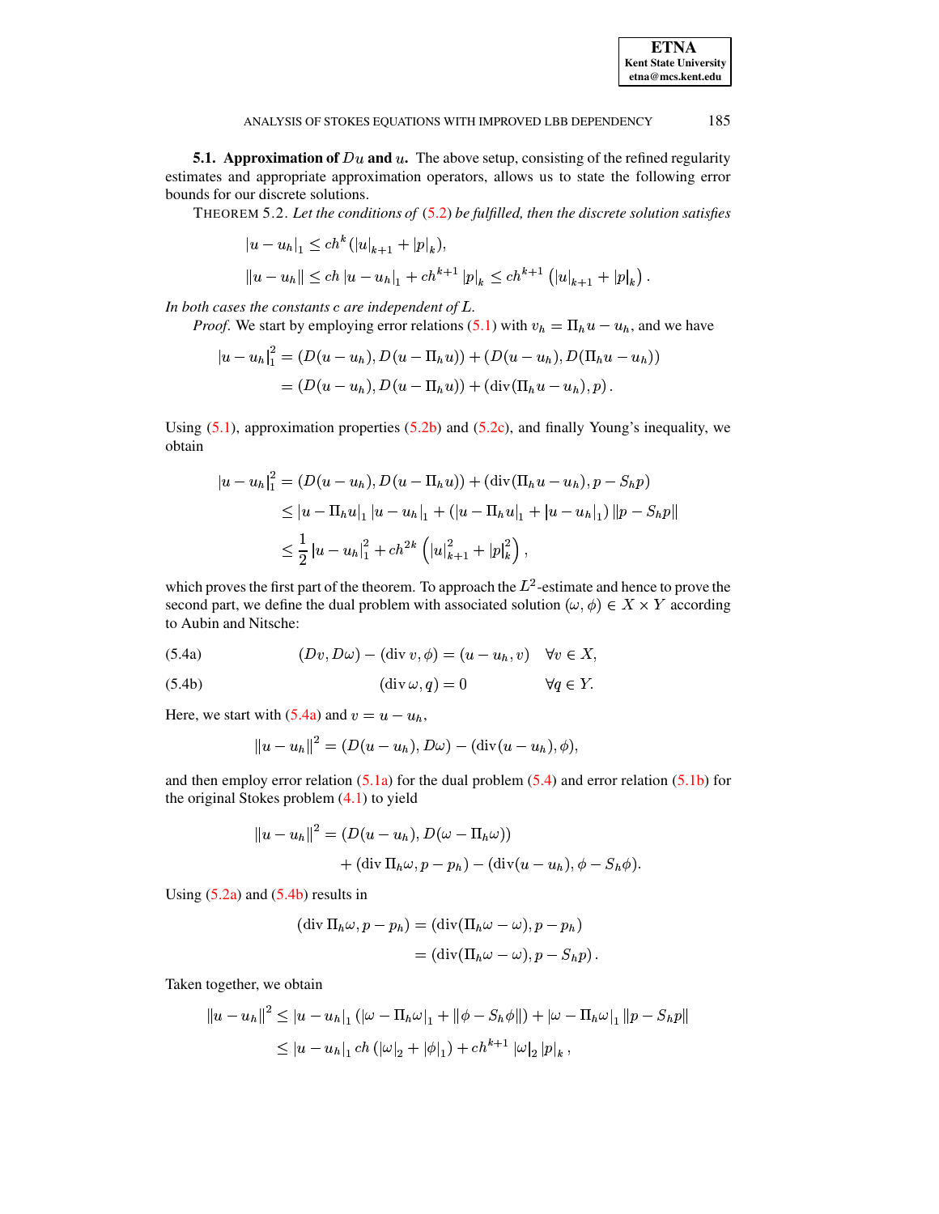**5.1. Approximation of $Du$ and $u$.** The above setup, consisting of the refined regularity estimates and appropriate approximation operators, allows us to state the following error bounds for our discrete solutions.

THEOREM 5.2. *Let the conditions of* (5.2) *be fulfilled, then the discrete solution satisfies*

$$|u - u_h|_1 \le ch^k(|u|_{k+1} + |p|_k),$$

$$\|u - u_h\| \le ch\, |u - u_h|_1 + ch^{k+1}\, |p|_k \le ch^{k+1}\left(|u|_{k+1} + |p|_k\right).$$

*In both cases the constants $c$ are independent of $L$.*

*Proof*. We start by employing error relations (5.1) with $v_h = \Pi_h u - u_h$, and we have

$$\begin{aligned}|u - u_h|_1^2 &= (D(u - u_h), D(u - \Pi_h u)) + (D(u - u_h), D(\Pi_h u - u_h))\\ &= (D(u - u_h), D(u - \Pi_h u)) + (\operatorname{div}(\Pi_h u - u_h), p)\,.\end{aligned}$$

Using (5.1), approximation properties (5.2b) and (5.2c), and finally Young's inequality, we obtain

$$\begin{aligned}|u - u_h|_1^2 &= (D(u - u_h), D(u - \Pi_h u)) + (\operatorname{div}(\Pi_h u - u_h), p - S_h p)\\ &\le |u - \Pi_h u|_1\, |u - u_h|_1 + (|u - \Pi_h u|_1 + |u - u_h|_1)\, \|p - S_h p\|\\ &\le \frac{1}{2}\, |u - u_h|_1^2 + ch^{2k}\left(|u|_{k+1}^2 + |p|_k^2\right),\end{aligned}$$

which proves the first part of the theorem. To approach the $L^2$-estimate and hence to prove the second part, we define the dual problem with associated solution $(\omega, \phi) \in X \times Y$ according to Aubin and Nitsche:

$$(Dv, D\omega) - (\operatorname{div} v, \phi) = (u - u_h, v) \quad \forall v \in X, \tag{5.4a}$$

$$(\operatorname{div} \omega, q) = 0 \qquad \forall q \in Y. \tag{5.4b}$$

Here, we start with (5.4a) and $v = u - u_h$,

$$\|u - u_h\|^2 = (D(u - u_h), D\omega) - (\operatorname{div}(u - u_h), \phi),$$

and then employ error relation (5.1a) for the dual problem (5.4) and error relation (5.1b) for the original Stokes problem (4.1) to yield

$$\begin{aligned}\|u - u_h\|^2 &= (D(u - u_h), D(\omega - \Pi_h \omega))\\ &\quad + (\operatorname{div} \Pi_h \omega, p - p_h) - (\operatorname{div}(u - u_h), \phi - S_h \phi).\end{aligned}$$

Using (5.2a) and (5.4b) results in

$$\begin{aligned}(\operatorname{div} \Pi_h \omega, p - p_h) &= (\operatorname{div}(\Pi_h \omega - \omega), p - p_h)\\ &= (\operatorname{div}(\Pi_h \omega - \omega), p - S_h p)\,.\end{aligned}$$

Taken together, we obtain

$$\begin{aligned}\|u - u_h\|^2 &\le |u - u_h|_1\left(|\omega - \Pi_h \omega|_1 + \|\phi - S_h \phi\|\right) + |\omega - \Pi_h \omega|_1\, \|p - S_h p\|\\ &\le |u - u_h|_1\, ch\left(|\omega|_2 + |\phi|_1\right) + ch^{k+1}\, |\omega|_2\, |p|_k\,,\end{aligned}$$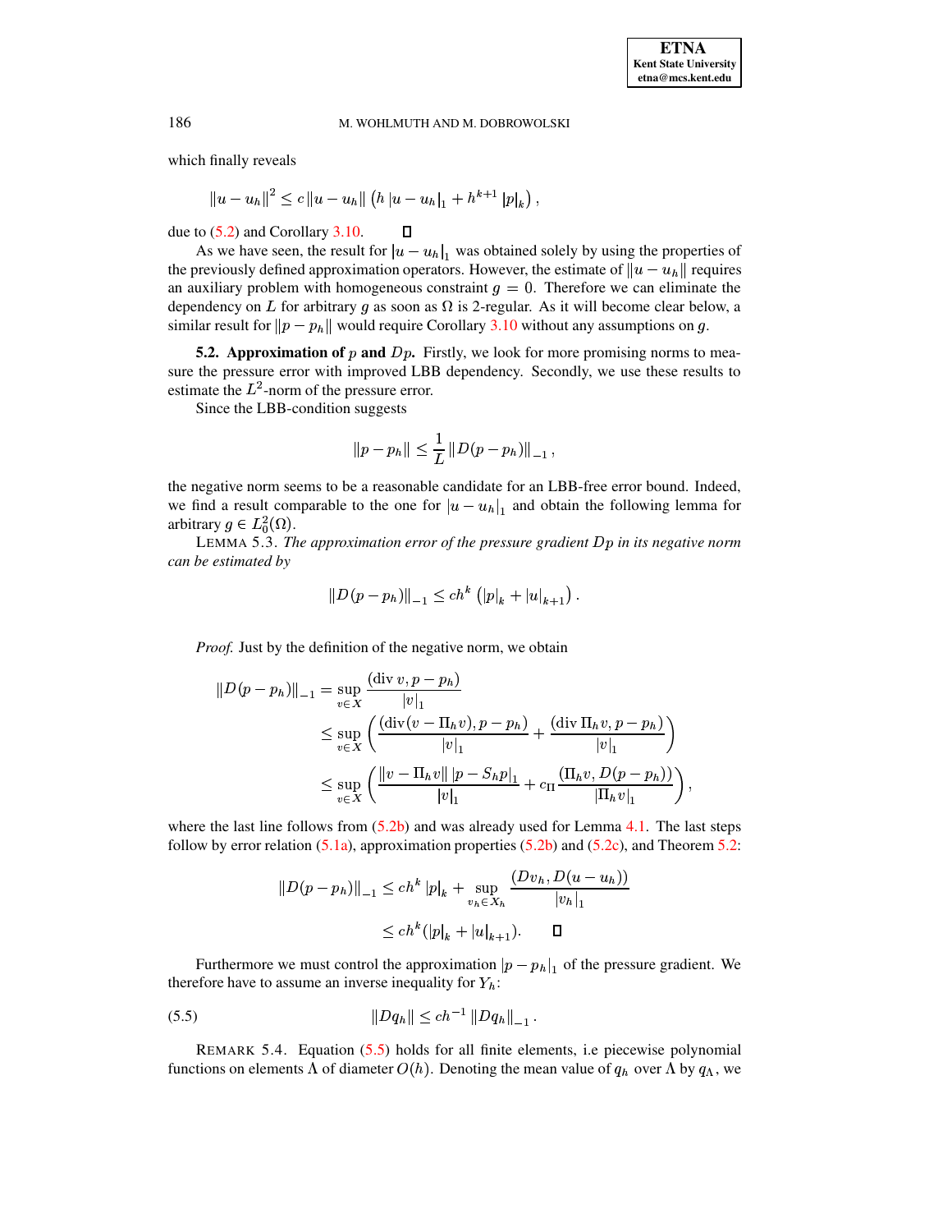which finally reveals

$$\|u - u_h\|^2 \le c \|u - u_h\| \left( h \, |u - u_h|_1 + h^{k+1} \, |p|_k \right),$$

due to (5.2) and Corollary 3.10. $\square$

As we have seen, the result for $|u - u_h|_1$ was obtained solely by using the properties of the previously defined approximation operators. However, the estimate of $\|u - u_h\|$ requires an auxiliary problem with homogeneous constraint $g = 0$. Therefore we can eliminate the dependency on $L$ for arbitrary $g$ as soon as $\Omega$ is 2-regular. As it will become clear below, a similar result for $\|p - p_h\|$ would require Corollary 3.10 without any assumptions on $g$.

**5.2. Approximation of $p$ and $Dp$.** Firstly, we look for more promising norms to measure the pressure error with improved LBB dependency. Secondly, we use these results to estimate the $L^2$-norm of the pressure error.

Since the LBB-condition suggests

$$\|p - p_h\| \le \frac{1}{L} \|D(p - p_h)\|_{-1},$$

the negative norm seems to be a reasonable candidate for an LBB-free error bound. Indeed, we find a result comparable to the one for $|u - u_h|_1$ and obtain the following lemma for arbitrary $g \in L_0^2(\Omega)$.

LEMMA 5.3. *The approximation error of the pressure gradient $Dp$ in its negative norm can be estimated by*

$$\|D(p - p_h)\|_{-1} \le c h^k \left( |p|_k + |u|_{k+1} \right).$$

*Proof.* Just by the definition of the negative norm, we obtain

$$\begin{aligned}
\|D(p - p_h)\|_{-1} &= \sup_{v \in X} \frac{(\operatorname{div} v, p - p_h)}{|v|_1} \\
&\le \sup_{v \in X} \left( \frac{(\operatorname{div}(v - \Pi_h v), p - p_h)}{|v|_1} + \frac{(\operatorname{div} \Pi_h v, p - p_h)}{|v|_1} \right) \\
&\le \sup_{v \in X} \left( \frac{\|v - \Pi_h v\| \, |p - S_h p|_1}{|v|_1} + c_\Pi \frac{(\Pi_h v, D(p - p_h))}{|\Pi_h v|_1} \right),
\end{aligned}$$

where the last line follows from (5.2b) and was already used for Lemma 4.1. The last steps follow by error relation (5.1a), approximation properties (5.2b) and (5.2c), and Theorem 5.2:

$$\begin{aligned}
\|D(p - p_h)\|_{-1} &\le c h^k \, |p|_k + \sup_{v_h \in X_h} \frac{(D v_h, D(u - u_h))}{|v_h|_1} \\
&\le c h^k (|p|_k + |u|_{k+1}). \qquad \square
\end{aligned}$$

Furthermore we must control the approximation $|p - p_h|_1$ of the pressure gradient. We therefore have to assume an inverse inequality for $Y_h$:

$$\|D q_h\| \le c h^{-1} \|D q_h\|_{-1}. \tag{5.5}$$

REMARK 5.4. Equation (5.5) holds for all finite elements, i.e piecewise polynomial functions on elements $\Lambda$ of diameter $O(h)$. Denoting the mean value of $q_h$ over $\Lambda$ by $q_\Lambda$, we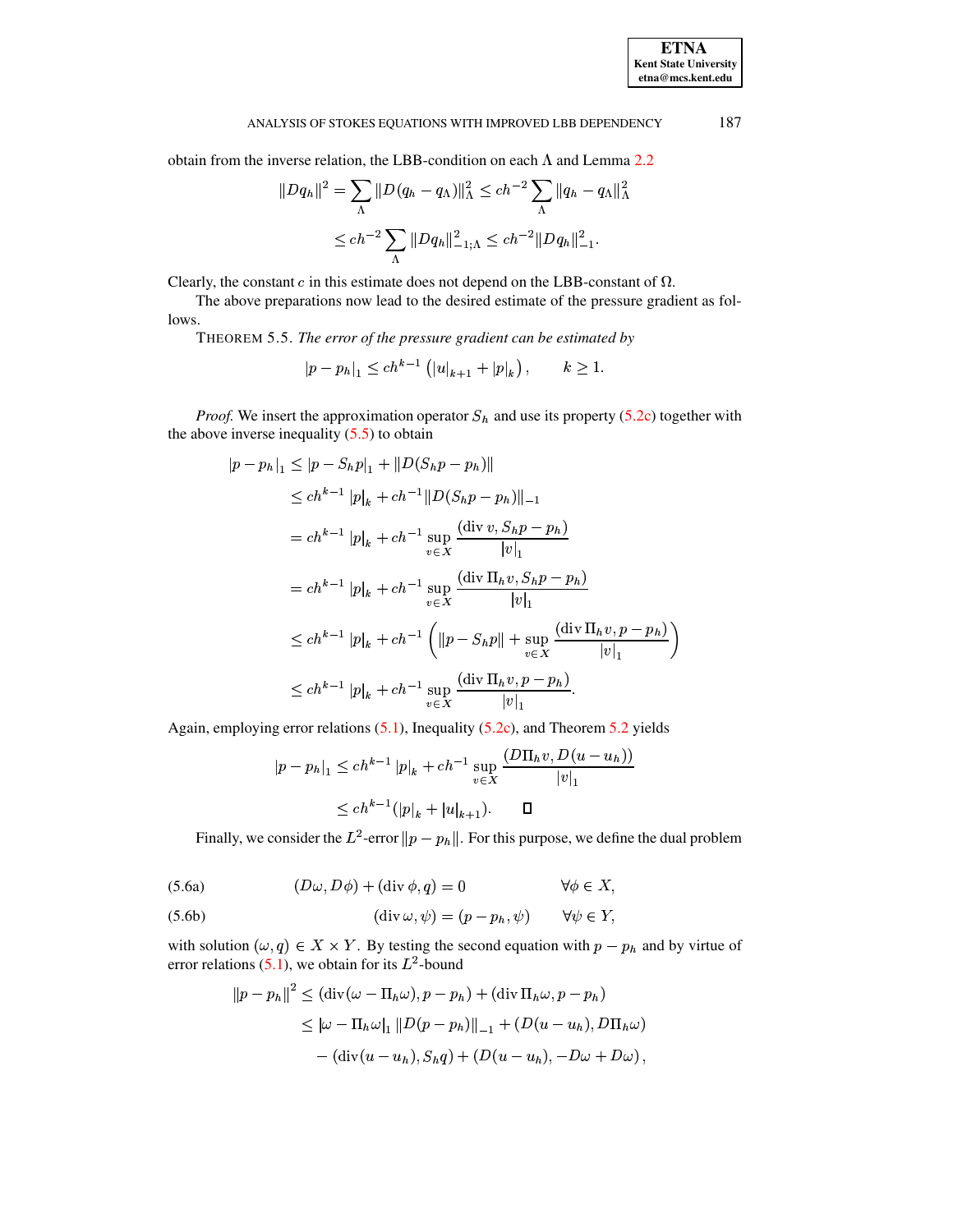obtain from the inverse relation, the LBB-condition on each $\Lambda$ and Lemma 2.2

$$\|Dq_h\|^2 = \sum_{\Lambda} \|D(q_h - q_\Lambda)\|_\Lambda^2 \leq ch^{-2} \sum_{\Lambda} \|q_h - q_\Lambda\|_\Lambda^2$$

$$\leq ch^{-2} \sum_{\Lambda} \|Dq_h\|_{-1;\Lambda}^2 \leq ch^{-2} \|Dq_h\|_{-1}^2.$$

Clearly, the constant $c$ in this estimate does not depend on the LBB-constant of $\Omega$.

The above preparations now lead to the desired estimate of the pressure gradient as follows.

THEOREM 5.5. *The error of the pressure gradient can be estimated by*

$$|p - p_h|_1 \leq ch^{k-1} \left( |u|_{k+1} + |p|_k \right), \qquad k \geq 1.$$

*Proof.* We insert the approximation operator $S_h$ and use its property (5.2c) together with the above inverse inequality (5.5) to obtain

$$
\begin{aligned}
|p - p_h|_1 &\leq |p - S_h p|_1 + \|D(S_h p - p_h)\| \\
&\leq ch^{k-1} |p|_k + ch^{-1} \|D(S_h p - p_h)\|_{-1} \\
&= ch^{k-1} |p|_k + ch^{-1} \sup_{v \in X} \frac{(\operatorname{div} v, S_h p - p_h)}{|v|_1} \\
&= ch^{k-1} |p|_k + ch^{-1} \sup_{v \in X} \frac{(\operatorname{div} \Pi_h v, S_h p - p_h)}{|v|_1} \\
&\leq ch^{k-1} |p|_k + ch^{-1} \left( \|p - S_h p\| + \sup_{v \in X} \frac{(\operatorname{div} \Pi_h v, p - p_h)}{|v|_1} \right) \\
&\leq ch^{k-1} |p|_k + ch^{-1} \sup_{v \in X} \frac{(\operatorname{div} \Pi_h v, p - p_h)}{|v|_1}.
\end{aligned}
$$

Again, employing error relations (5.1), Inequality (5.2c), and Theorem 5.2 yields

$$
\begin{aligned}
|p - p_h|_1 &\leq ch^{k-1} |p|_k + ch^{-1} \sup_{v \in X} \frac{(D\Pi_h v, D(u - u_h))}{|v|_1} \\
&\leq ch^{k-1} (|p|_k + |u|_{k+1}). \qquad \square
\end{aligned}
$$

Finally, we consider the $L^2$-error $\|p - p_h\|$. For this purpose, we define the dual problem

$$(D\omega, D\phi) + (\operatorname{div} \phi, q) = 0 \qquad \forall \phi \in X, \tag{5.6a}$$

$$(\operatorname{div} \omega, \psi) = (p - p_h, \psi) \qquad \forall \psi \in Y, \tag{5.6b}$$

with solution $(\omega, q) \in X \times Y$. By testing the second equation with $p - p_h$ and by virtue of error relations (5.1), we obtain for its $L^2$-bound

$$
\begin{aligned}
\|p - p_h\|^2 &\leq (\operatorname{div}(\omega - \Pi_h \omega), p - p_h) + (\operatorname{div} \Pi_h \omega, p - p_h) \\
&\leq |\omega - \Pi_h \omega|_1 \|D(p - p_h)\|_{-1} + (D(u - u_h), D\Pi_h \omega) \\
&\quad - (\operatorname{div}(u - u_h), S_h q) + (D(u - u_h), -D\omega + D\omega),
\end{aligned}
$$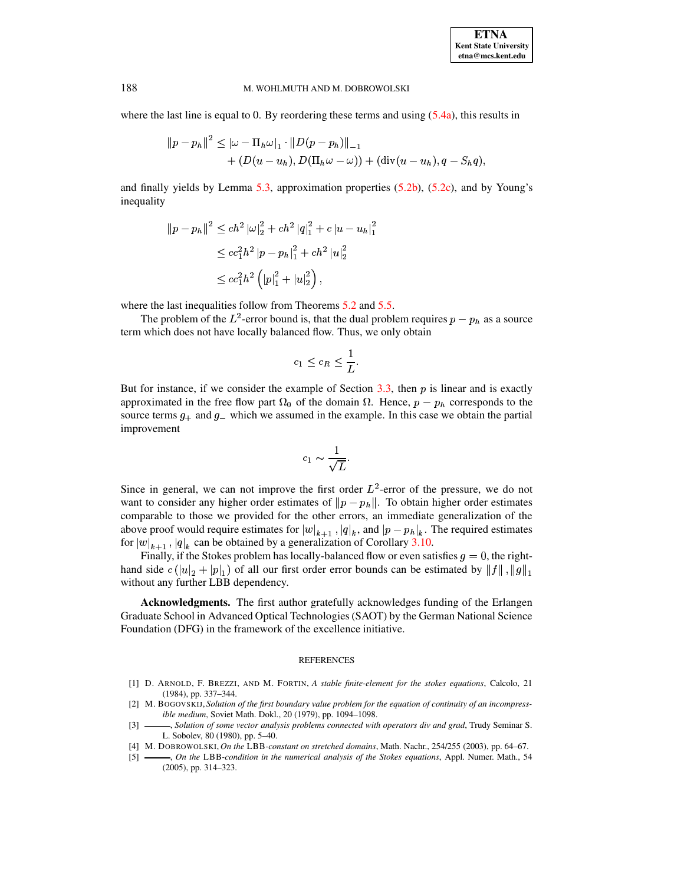where the last line is equal to 0. By reordering these terms and using (5.4a), this results in

$$\|p - p_h\|^2 \le |\omega - \Pi_h \omega|_1 \cdot \|D(p - p_h)\|_{-1} + (D(u - u_h), D(\Pi_h \omega - \omega)) + (\operatorname{div}(u - u_h), q - S_h q),$$

and finally yields by Lemma 5.3, approximation properties (5.2b), (5.2c), and by Young's inequality

$$\begin{aligned} \|p - p_h\|^2 &\le ch^2 |\omega|_2^2 + ch^2 |q|_1^2 + c\, |u - u_h|_1^2 \\ &\le cc_1^2 h^2 |p - p_h|_1^2 + ch^2 |u|_2^2 \\ &\le cc_1^2 h^2 \left( |p|_1^2 + |u|_2^2 \right), \end{aligned}$$

where the last inequalities follow from Theorems 5.2 and 5.5.

The problem of the $L^2$-error bound is, that the dual problem requires $p - p_h$ as a source term which does not have locally balanced flow. Thus, we only obtain

$$c_1 \le c_R \le \frac{1}{L}.$$

But for instance, if we consider the example of Section 3.3, then $p$ is linear and is exactly approximated in the free flow part $\Omega_0$ of the domain $\Omega$. Hence, $p - p_h$ corresponds to the source terms $g_+$ and $g_-$ which we assumed in the example. In this case we obtain the partial improvement

$$c_1 \sim \frac{1}{\sqrt{L}}.$$

Since in general, we can not improve the first order $L^2$-error of the pressure, we do not want to consider any higher order estimates of $\|p - p_h\|$. To obtain higher order estimates comparable to those we provided for the other errors, an immediate generalization of the above proof would require estimates for $|w|_{k+1}$, $|q|_k$, and $|p - p_h|_k$. The required estimates for $|w|_{k+1}$, $|q|_k$ can be obtained by a generalization of Corollary 3.10.

Finally, if the Stokes problem has locally-balanced flow or even satisfies $g = 0$, the right-hand side $c\,(|u|_2 + |p|_1)$ of all our first order error bounds can be estimated by $\|f\|$, $\|g\|_1$ without any further LBB dependency.

**Acknowledgments.** The first author gratefully acknowledges funding of the Erlangen Graduate School in Advanced Optical Technologies (SAOT) by the German National Science Foundation (DFG) in the framework of the excellence initiative.

## REFERENCES

[1] D. Arnold, F. Brezzi, and M. Fortin, *A stable finite-element for the stokes equations*, Calcolo, 21 (1984), pp. 337–344.

[2] M. Bogovskij, *Solution of the first boundary value problem for the equation of continuity of an incompressible medium*, Soviet Math. Dokl., 20 (1979), pp. 1094–1098.

[3] ———, *Solution of some vector analysis problems connected with operators div and grad*, Trudy Seminar S. L. Sobolev, 80 (1980), pp. 5–40.

[4] M. Dobrowolski, *On the* LBB*-constant on stretched domains*, Math. Nachr., 254/255 (2003), pp. 64–67.

[5] ———, *On the* LBB*-condition in the numerical analysis of the Stokes equations*, Appl. Numer. Math., 54 (2005), pp. 314–323.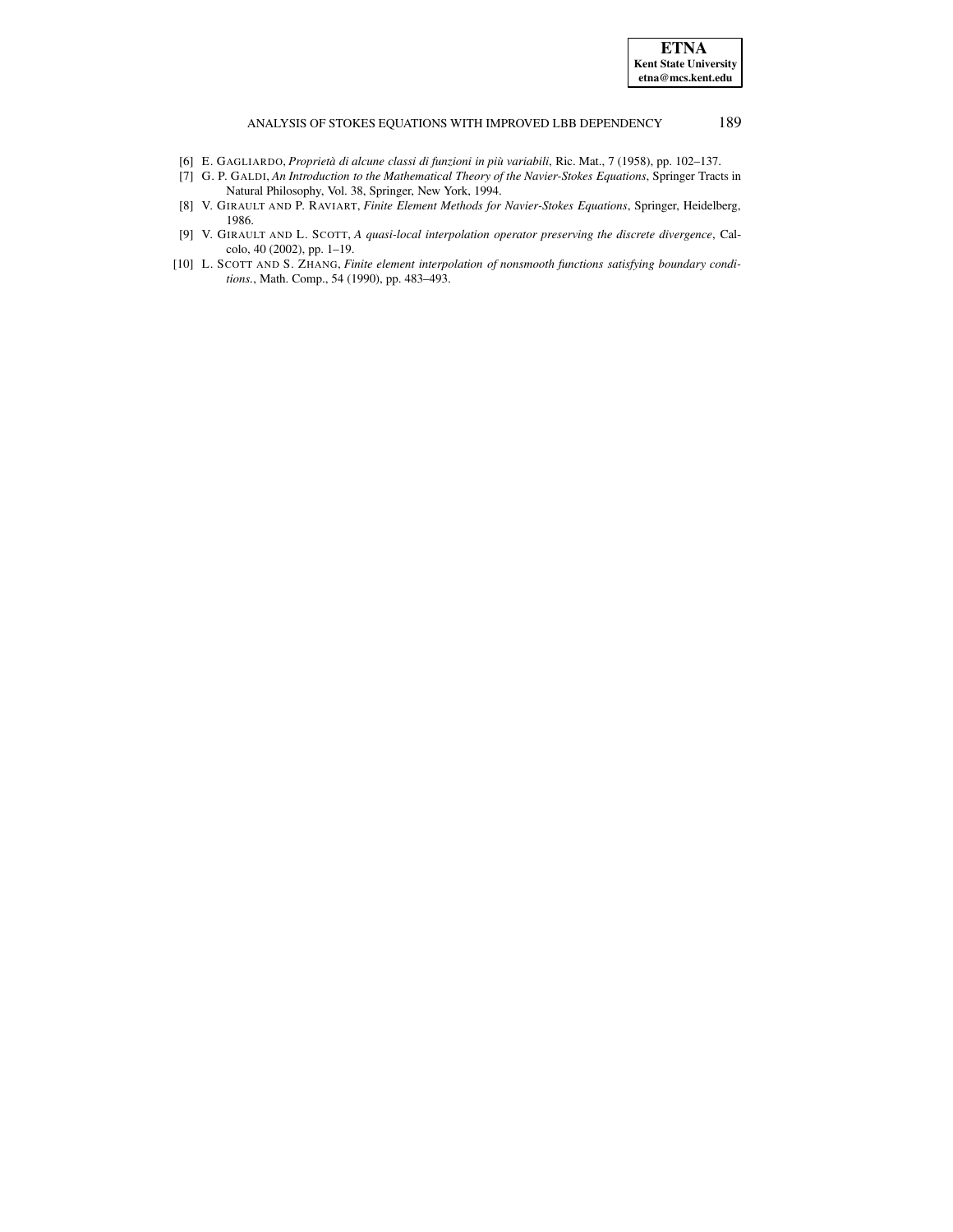[6] E. GAGLIARDO, *Proprietà di alcune classi di funzioni in più variabili*, Ric. Mat., 7 (1958), pp. 102–137.

[7] G. P. GALDI, *An Introduction to the Mathematical Theory of the Navier-Stokes Equations*, Springer Tracts in Natural Philosophy, Vol. 38, Springer, New York, 1994.

[8] V. GIRAULT AND P. RAVIART, *Finite Element Methods for Navier-Stokes Equations*, Springer, Heidelberg, 1986.

[9] V. GIRAULT AND L. SCOTT, *A quasi-local interpolation operator preserving the discrete divergence*, Calcolo, 40 (2002), pp. 1–19.

[10] L. SCOTT AND S. ZHANG, *Finite element interpolation of nonsmooth functions satisfying boundary conditions.*, Math. Comp., 54 (1990), pp. 483–493.